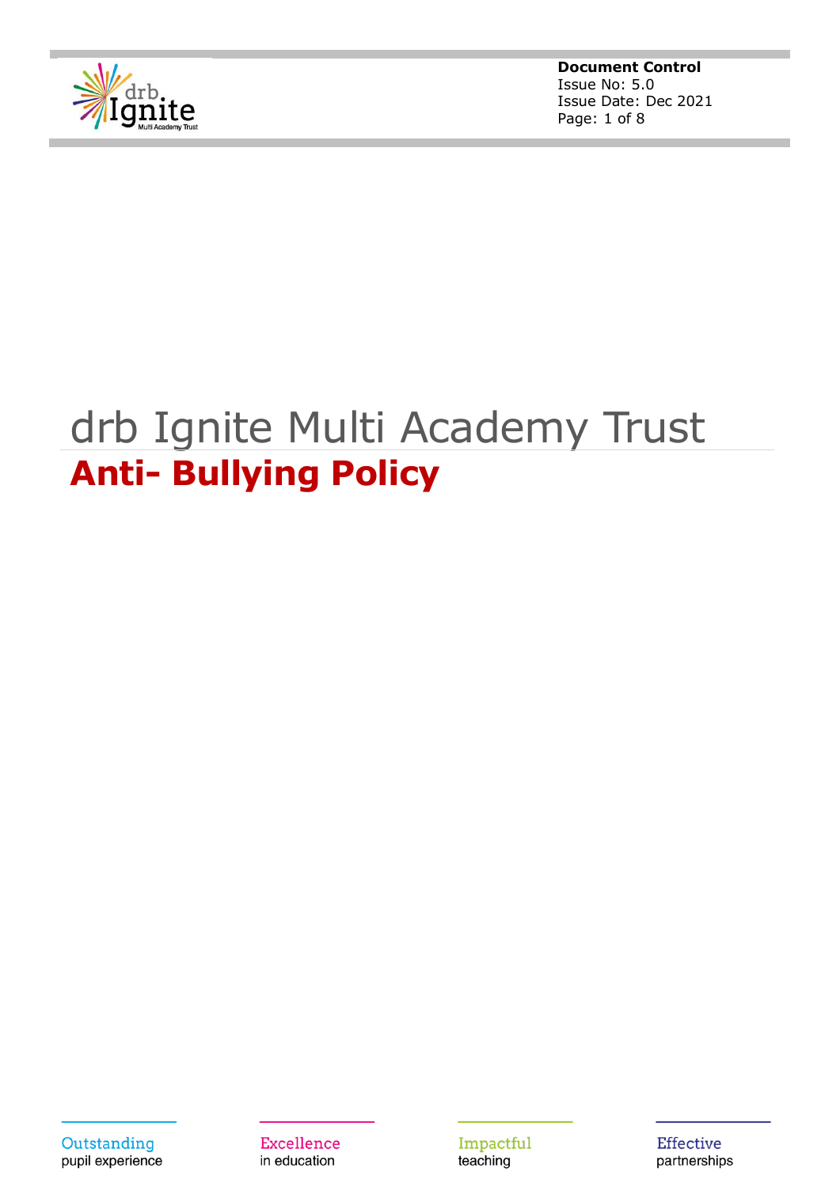**Document Control**
Issue No: 5.0
Issue Date: Dec 2021

# drb Ignite Multi Academy Trust

## Anti- Bullying Policy

Outstanding pupil experience

Excellence in education

Impactful teaching

Effective partnerships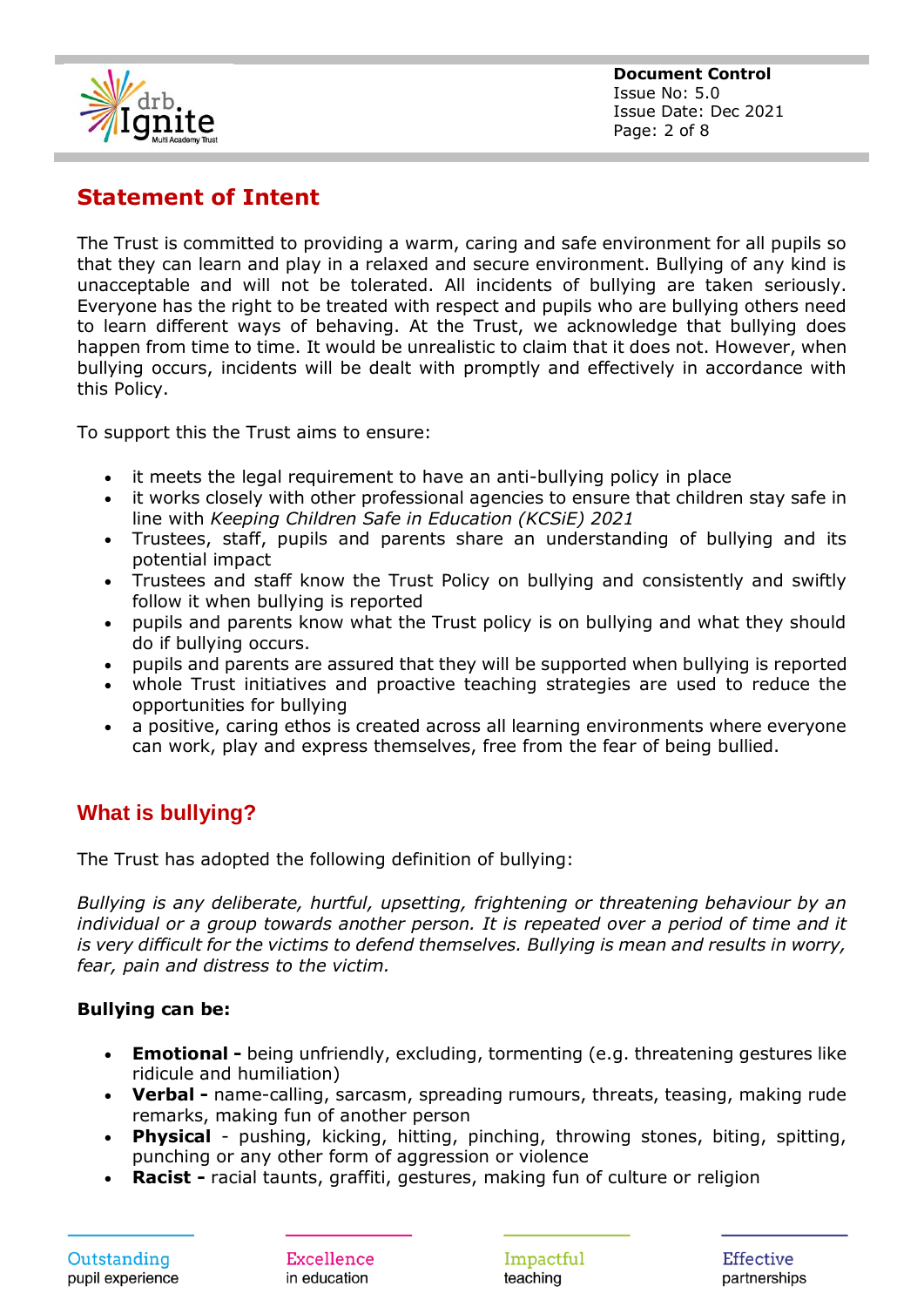## Statement of Intent

The Trust is committed to providing a warm, caring and safe environment for all pupils so that they can learn and play in a relaxed and secure environment. Bullying of any kind is unacceptable and will not be tolerated. All incidents of bullying are taken seriously. Everyone has the right to be treated with respect and pupils who are bullying others need to learn different ways of behaving. At the Trust, we acknowledge that bullying does happen from time to time. It would be unrealistic to claim that it does not. However, when bullying occurs, incidents will be dealt with promptly and effectively in accordance with this Policy.

To support this the Trust aims to ensure:

- it meets the legal requirement to have an anti-bullying policy in place
- it works closely with other professional agencies to ensure that children stay safe in line with *Keeping Children Safe in Education (KCSiE) 2021*
- Trustees, staff, pupils and parents share an understanding of bullying and its potential impact
- Trustees and staff know the Trust Policy on bullying and consistently and swiftly follow it when bullying is reported
- pupils and parents know what the Trust policy is on bullying and what they should do if bullying occurs.
- pupils and parents are assured that they will be supported when bullying is reported
- whole Trust initiatives and proactive teaching strategies are used to reduce the opportunities for bullying
- a positive, caring ethos is created across all learning environments where everyone can work, play and express themselves, free from the fear of being bullied.

## What is bullying?

The Trust has adopted the following definition of bullying:

*Bullying is any deliberate, hurtful, upsetting, frightening or threatening behaviour by an individual or a group towards another person. It is repeated over a period of time and it is very difficult for the victims to defend themselves. Bullying is mean and results in worry, fear, pain and distress to the victim.*

**Bullying can be:**

- **Emotional -** being unfriendly, excluding, tormenting (e.g. threatening gestures like ridicule and humiliation)
- **Verbal -** name-calling, sarcasm, spreading rumours, threats, teasing, making rude remarks, making fun of another person
- **Physical** - pushing, kicking, hitting, pinching, throwing stones, biting, spitting, punching or any other form of aggression or violence
- **Racist -** racial taunts, graffiti, gestures, making fun of culture or religion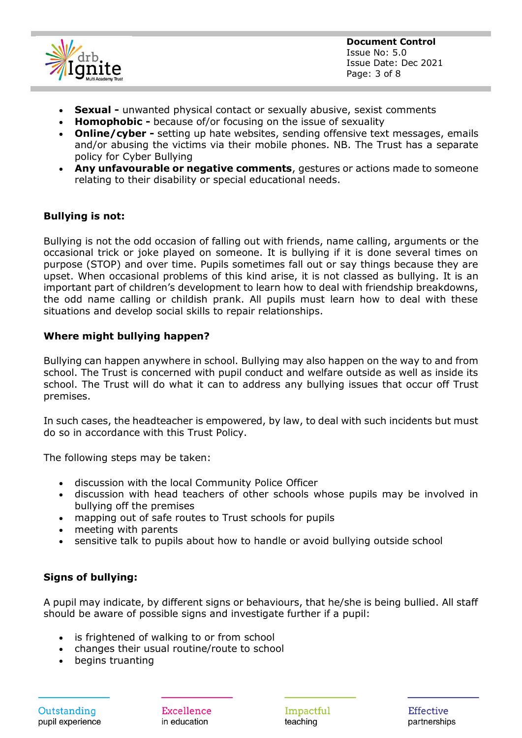- **Sexual -** unwanted physical contact or sexually abusive, sexist comments
- **Homophobic -** because of/or focusing on the issue of sexuality
- **Online/cyber -** setting up hate websites, sending offensive text messages, emails and/or abusing the victims via their mobile phones. NB. The Trust has a separate policy for Cyber Bullying
- **Any unfavourable or negative comments**, gestures or actions made to someone relating to their disability or special educational needs.

**Bullying is not:**

Bullying is not the odd occasion of falling out with friends, name calling, arguments or the occasional trick or joke played on someone. It is bullying if it is done several times on purpose (STOP) and over time. Pupils sometimes fall out or say things because they are upset. When occasional problems of this kind arise, it is not classed as bullying. It is an important part of children's development to learn how to deal with friendship breakdowns, the odd name calling or childish prank. All pupils must learn how to deal with these situations and develop social skills to repair relationships.

**Where might bullying happen?**

Bullying can happen anywhere in school. Bullying may also happen on the way to and from school. The Trust is concerned with pupil conduct and welfare outside as well as inside its school. The Trust will do what it can to address any bullying issues that occur off Trust premises.

In such cases, the headteacher is empowered, by law, to deal with such incidents but must do so in accordance with this Trust Policy.

The following steps may be taken:

- discussion with the local Community Police Officer
- discussion with head teachers of other schools whose pupils may be involved in bullying off the premises
- mapping out of safe routes to Trust schools for pupils
- meeting with parents
- sensitive talk to pupils about how to handle or avoid bullying outside school

**Signs of bullying:**

A pupil may indicate, by different signs or behaviours, that he/she is being bullied. All staff should be aware of possible signs and investigate further if a pupil:

- is frightened of walking to or from school
- changes their usual routine/route to school
- begins truanting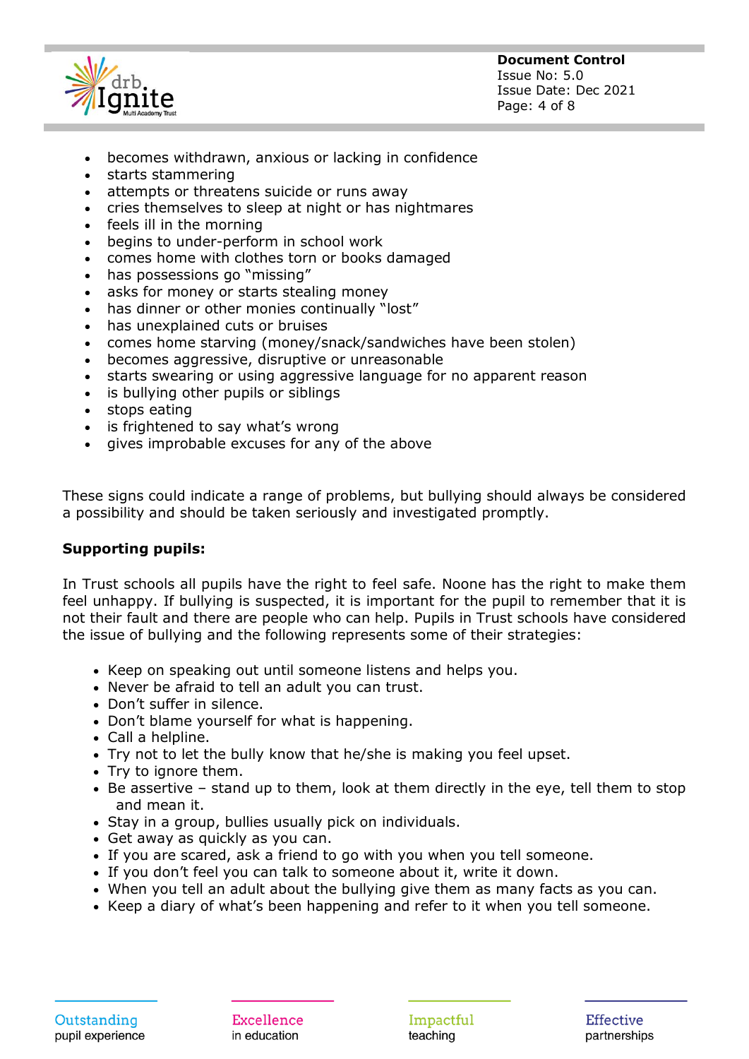- becomes withdrawn, anxious or lacking in confidence
- starts stammering
- attempts or threatens suicide or runs away
- cries themselves to sleep at night or has nightmares
- feels ill in the morning
- begins to under-perform in school work
- comes home with clothes torn or books damaged
- has possessions go "missing"
- asks for money or starts stealing money
- has dinner or other monies continually "lost"
- has unexplained cuts or bruises
- comes home starving (money/snack/sandwiches have been stolen)
- becomes aggressive, disruptive or unreasonable
- starts swearing or using aggressive language for no apparent reason
- is bullying other pupils or siblings
- stops eating
- is frightened to say what's wrong
- gives improbable excuses for any of the above

These signs could indicate a range of problems, but bullying should always be considered a possibility and should be taken seriously and investigated promptly.

**Supporting pupils:**

In Trust schools all pupils have the right to feel safe. Noone has the right to make them feel unhappy. If bullying is suspected, it is important for the pupil to remember that it is not their fault and there are people who can help. Pupils in Trust schools have considered the issue of bullying and the following represents some of their strategies:

- Keep on speaking out until someone listens and helps you.
- Never be afraid to tell an adult you can trust.
- Don't suffer in silence.
- Don't blame yourself for what is happening.
- Call a helpline.
- Try not to let the bully know that he/she is making you feel upset.
- Try to ignore them.
- Be assertive – stand up to them, look at them directly in the eye, tell them to stop and mean it.
- Stay in a group, bullies usually pick on individuals.
- Get away as quickly as you can.
- If you are scared, ask a friend to go with you when you tell someone.
- If you don't feel you can talk to someone about it, write it down.
- When you tell an adult about the bullying give them as many facts as you can.
- Keep a diary of what's been happening and refer to it when you tell someone.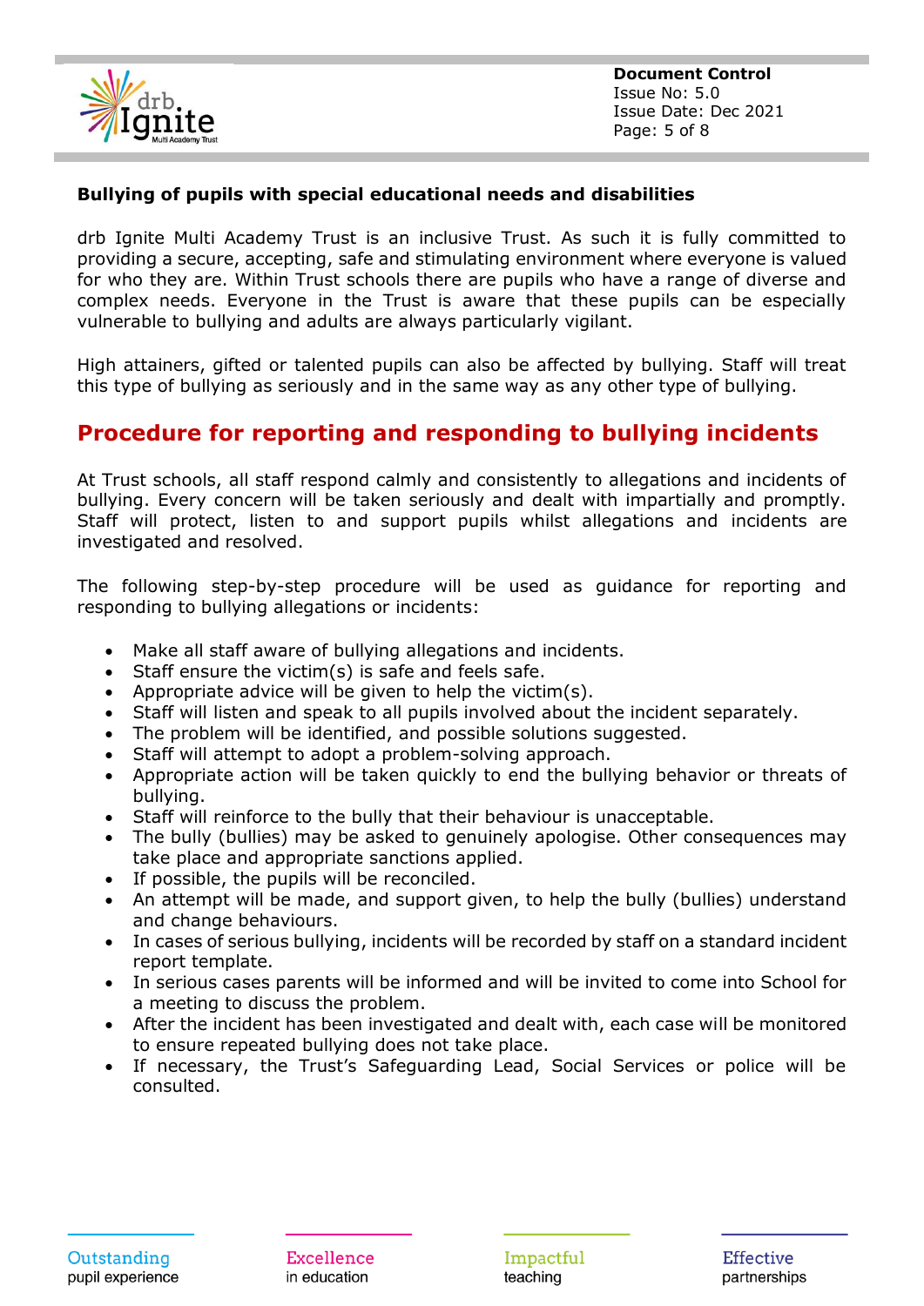**Bullying of pupils with special educational needs and disabilities**

drb Ignite Multi Academy Trust is an inclusive Trust. As such it is fully committed to providing a secure, accepting, safe and stimulating environment where everyone is valued for who they are. Within Trust schools there are pupils who have a range of diverse and complex needs. Everyone in the Trust is aware that these pupils can be especially vulnerable to bullying and adults are always particularly vigilant.

High attainers, gifted or talented pupils can also be affected by bullying. Staff will treat this type of bullying as seriously and in the same way as any other type of bullying.

## Procedure for reporting and responding to bullying incidents

At Trust schools, all staff respond calmly and consistently to allegations and incidents of bullying. Every concern will be taken seriously and dealt with impartially and promptly. Staff will protect, listen to and support pupils whilst allegations and incidents are investigated and resolved.

The following step-by-step procedure will be used as guidance for reporting and responding to bullying allegations or incidents:

- Make all staff aware of bullying allegations and incidents.
- Staff ensure the victim(s) is safe and feels safe.
- Appropriate advice will be given to help the victim(s).
- Staff will listen and speak to all pupils involved about the incident separately.
- The problem will be identified, and possible solutions suggested.
- Staff will attempt to adopt a problem-solving approach.
- Appropriate action will be taken quickly to end the bullying behavior or threats of bullying.
- Staff will reinforce to the bully that their behaviour is unacceptable.
- The bully (bullies) may be asked to genuinely apologise. Other consequences may take place and appropriate sanctions applied.
- If possible, the pupils will be reconciled.
- An attempt will be made, and support given, to help the bully (bullies) understand and change behaviours.
- In cases of serious bullying, incidents will be recorded by staff on a standard incident report template.
- In serious cases parents will be informed and will be invited to come into School for a meeting to discuss the problem.
- After the incident has been investigated and dealt with, each case will be monitored to ensure repeated bullying does not take place.
- If necessary, the Trust's Safeguarding Lead, Social Services or police will be consulted.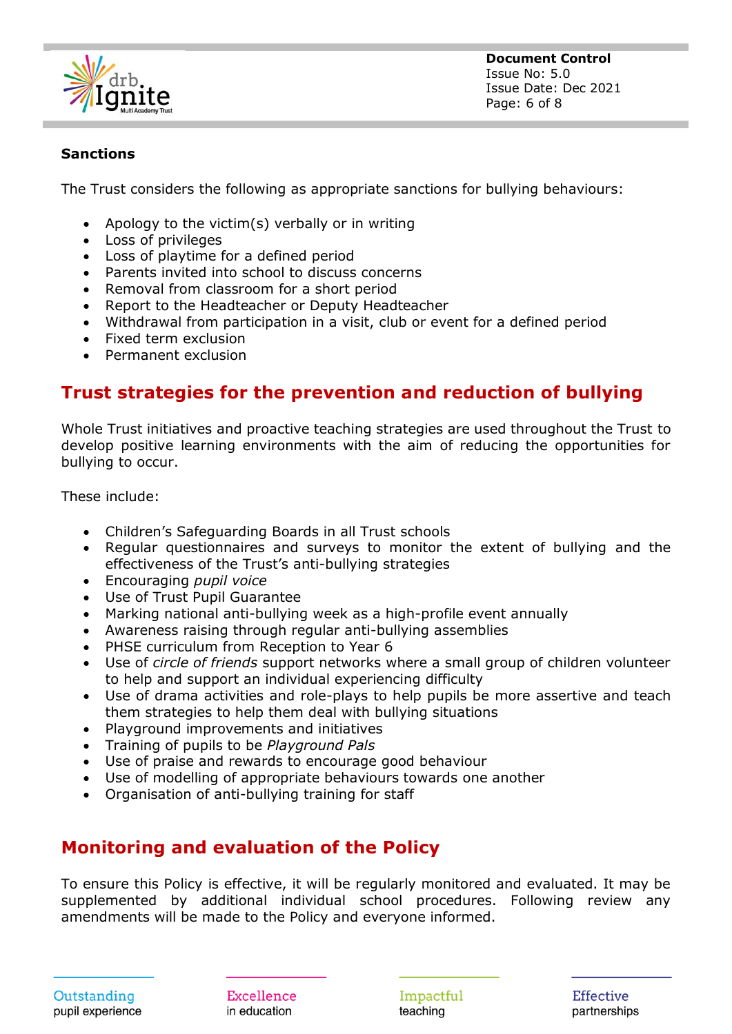**Sanctions**

The Trust considers the following as appropriate sanctions for bullying behaviours:

- Apology to the victim(s) verbally or in writing
- Loss of privileges
- Loss of playtime for a defined period
- Parents invited into school to discuss concerns
- Removal from classroom for a short period
- Report to the Headteacher or Deputy Headteacher
- Withdrawal from participation in a visit, club or event for a defined period
- Fixed term exclusion
- Permanent exclusion

## Trust strategies for the prevention and reduction of bullying

Whole Trust initiatives and proactive teaching strategies are used throughout the Trust to develop positive learning environments with the aim of reducing the opportunities for bullying to occur.

These include:

- Children's Safeguarding Boards in all Trust schools
- Regular questionnaires and surveys to monitor the extent of bullying and the effectiveness of the Trust's anti-bullying strategies
- Encouraging *pupil voice*
- Use of Trust Pupil Guarantee
- Marking national anti-bullying week as a high-profile event annually
- Awareness raising through regular anti-bullying assemblies
- PHSE curriculum from Reception to Year 6
- Use of *circle of friends* support networks where a small group of children volunteer to help and support an individual experiencing difficulty
- Use of drama activities and role-plays to help pupils be more assertive and teach them strategies to help them deal with bullying situations
- Playground improvements and initiatives
- Training of pupils to be *Playground Pals*
- Use of praise and rewards to encourage good behaviour
- Use of modelling of appropriate behaviours towards one another
- Organisation of anti-bullying training for staff

## Monitoring and evaluation of the Policy

To ensure this Policy is effective, it will be regularly monitored and evaluated. It may be supplemented by additional individual school procedures. Following review any amendments will be made to the Policy and everyone informed.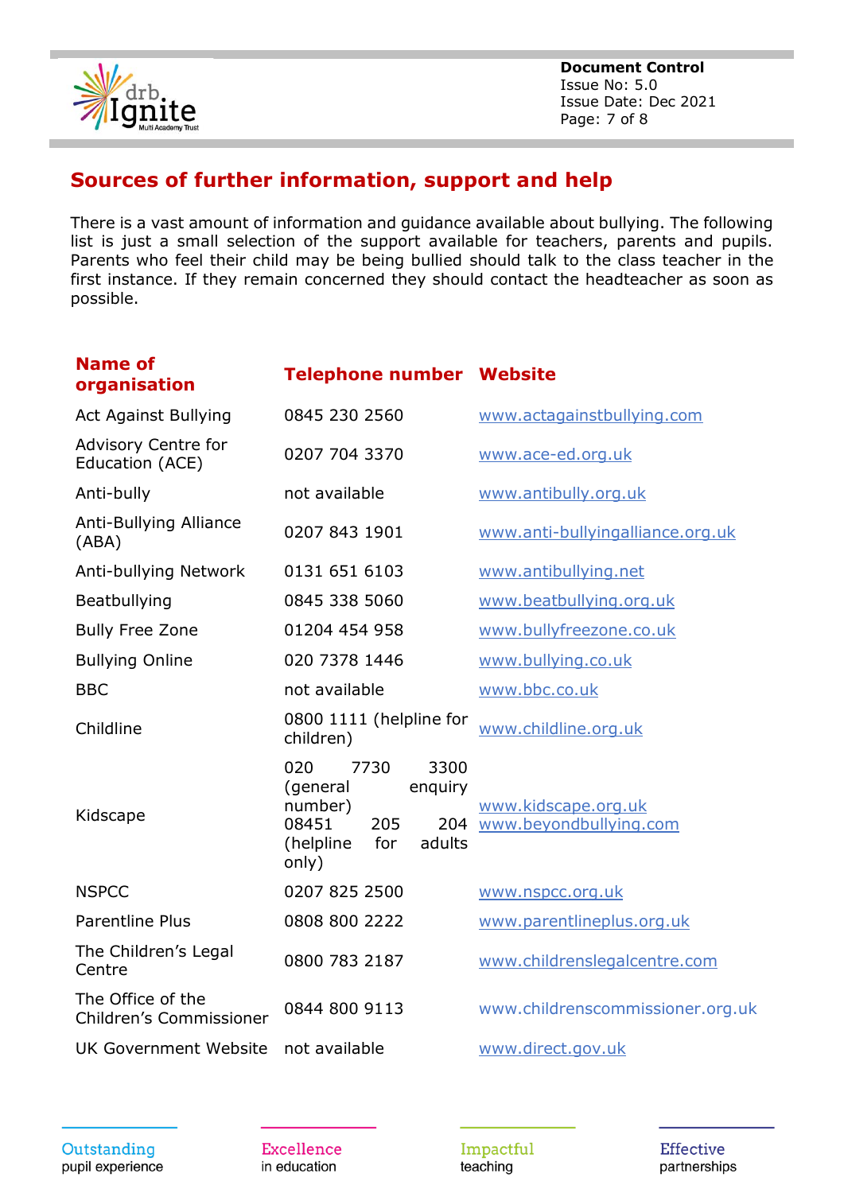## Sources of further information, support and help

There is a vast amount of information and guidance available about bullying. The following list is just a small selection of the support available for teachers, parents and pupils. Parents who feel their child may be being bullied should talk to the class teacher in the first instance. If they remain concerned they should contact the headteacher as soon as possible.

| Name of organisation | Telephone number | Website |
|---|---|---|
| Act Against Bullying | 0845 230 2560 | www.actagainstbullying.com |
| Advisory Centre for Education (ACE) | 0207 704 3370 | www.ace-ed.org.uk |
| Anti-bully | not available | www.antibully.org.uk |
| Anti-Bullying Alliance (ABA) | 0207 843 1901 | www.anti-bullyingalliance.org.uk |
| Anti-bullying Network | 0131 651 6103 | www.antibullying.net |
| Beatbullying | 0845 338 5060 | www.beatbullying.org.uk |
| Bully Free Zone | 01204 454 958 | www.bullyfreezone.co.uk |
| Bullying Online | 020 7378 1446 | www.bullying.co.uk |
| BBC | not available | www.bbc.co.uk |
| Childline | 0800 1111 (helpline for children) | www.childline.org.uk |
| Kidscape | 020 7730 3300 (general enquiry number) 08451 205 204 (helpline for adults only) | www.kidscape.org.uk www.beyondbullying.com |
| NSPCC | 0207 825 2500 | www.nspcc.org.uk |
| Parentline Plus | 0808 800 2222 | www.parentlineplus.org.uk |
| The Children's Legal Centre | 0800 783 2187 | www.childrenslegalcentre.com |
| The Office of the Children's Commissioner | 0844 800 9113 | www.childrenscommissioner.org.uk |
| UK Government Website | not available | www.direct.gov.uk |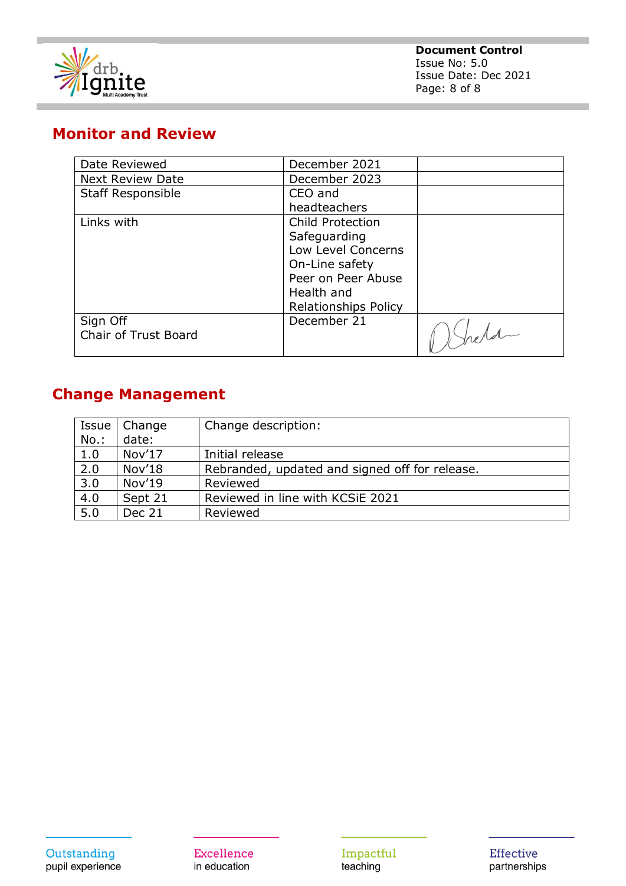## Monitor and Review

| | | |
|---|---|---|
| Date Reviewed | December 2021 | |
| Next Review Date | December 2023 | |
| Staff Responsible | CEO and headteachers | |
| Links with | Child Protection<br>Safeguarding<br>Low Level Concerns<br>On-Line safety<br>Peer on Peer Abuse<br>Health and Relationships Policy | |
| Sign Off<br>Chair of Trust Board | December 21 | |

## Change Management

| Issue No.: | Change date: | Change description: |
|---|---|---|
| 1.0 | Nov'17 | Initial release |
| 2.0 | Nov'18 | Rebranded, updated and signed off for release. |
| 3.0 | Nov'19 | Reviewed |
| 4.0 | Sept 21 | Reviewed in line with KCSiE 2021 |
| 5.0 | Dec 21 | Reviewed |